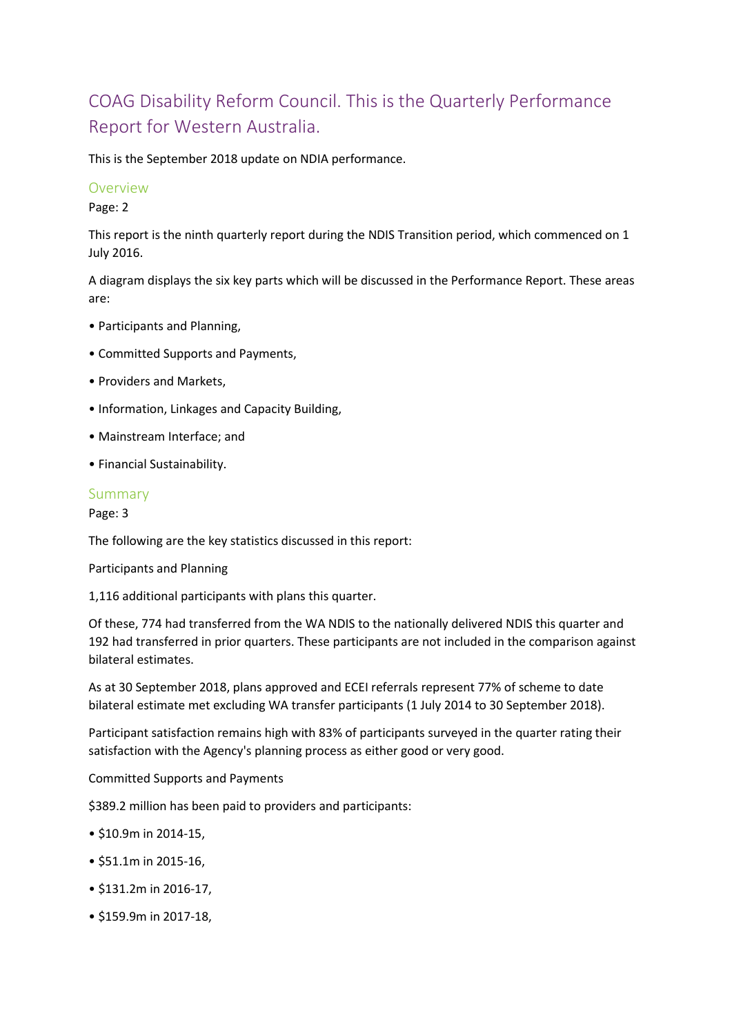# COAG Disability Reform Council. This is the Quarterly Performance Report for Western Australia.

This is the September 2018 update on NDIA performance.

## Overview

Page: 2

This report is the ninth quarterly report during the NDIS Transition period, which commenced on 1 July 2016.

A diagram displays the six key parts which will be discussed in the Performance Report. These areas are:

- Participants and Planning,
- Committed Supports and Payments,
- Providers and Markets,
- Information, Linkages and Capacity Building,
- Mainstream Interface; and
- Financial Sustainability.

## Summary

Page: 3

The following are the key statistics discussed in this report:

Participants and Planning

1,116 additional participants with plans this quarter.

Of these, 774 had transferred from the WA NDIS to the nationally delivered NDIS this quarter and 192 had transferred in prior quarters. These participants are not included in the comparison against bilateral estimates.

As at 30 September 2018, plans approved and ECEI referrals represent 77% of scheme to date bilateral estimate met excluding WA transfer participants (1 July 2014 to 30 September 2018).

Participant satisfaction remains high with 83% of participants surveyed in the quarter rating their satisfaction with the Agency's planning process as either good or very good.

Committed Supports and Payments

$389.2 million has been paid to providers and participants:

- $10.9m in 2014-15,
- $51.1m in 2015-16,
- $131.2m in 2016-17,
- $159.9m in 2017-18,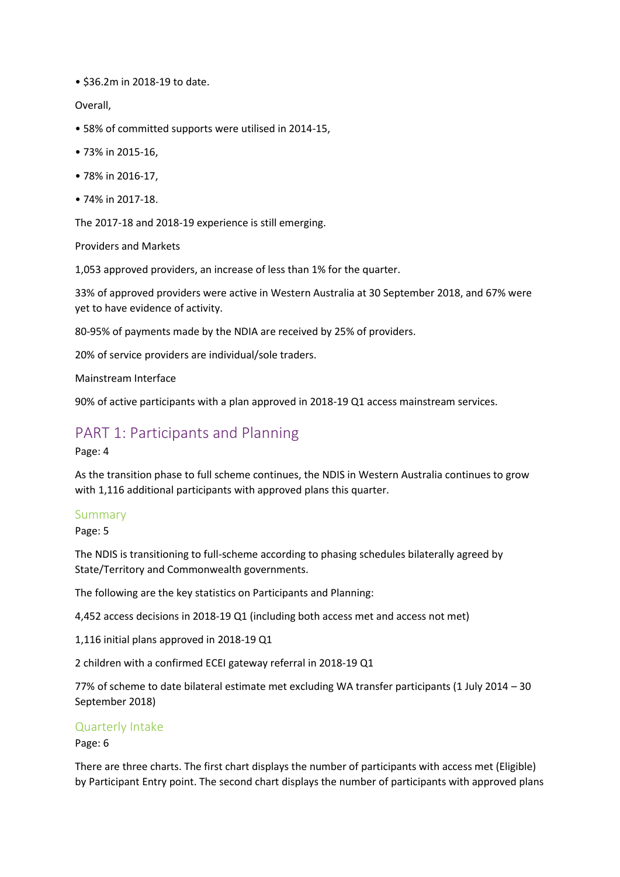• $36.2m in 2018-19 to date.

Overall,

• 58% of committed supports were utilised in 2014-15,

• 73% in 2015-16,

• 78% in 2016-17,

• 74% in 2017-18.

The 2017-18 and 2018-19 experience is still emerging.

Providers and Markets

1,053 approved providers, an increase of less than 1% for the quarter.

33% of approved providers were active in Western Australia at 30 September 2018, and 67% were yet to have evidence of activity.

80-95% of payments made by the NDIA are received by 25% of providers.

20% of service providers are individual/sole traders.

Mainstream Interface

90% of active participants with a plan approved in 2018-19 Q1 access mainstream services.

## PART 1: Participants and Planning

Page: 4

As the transition phase to full scheme continues, the NDIS in Western Australia continues to grow with 1,116 additional participants with approved plans this quarter.

### Summary

Page: 5

The NDIS is transitioning to full-scheme according to phasing schedules bilaterally agreed by State/Territory and Commonwealth governments.

The following are the key statistics on Participants and Planning:

4,452 access decisions in 2018-19 Q1 (including both access met and access not met)

1,116 initial plans approved in 2018-19 Q1

2 children with a confirmed ECEI gateway referral in 2018-19 Q1

77% of scheme to date bilateral estimate met excluding WA transfer participants (1 July 2014 – 30 September 2018)

### Quarterly Intake

Page: 6

There are three charts. The first chart displays the number of participants with access met (Eligible) by Participant Entry point. The second chart displays the number of participants with approved plans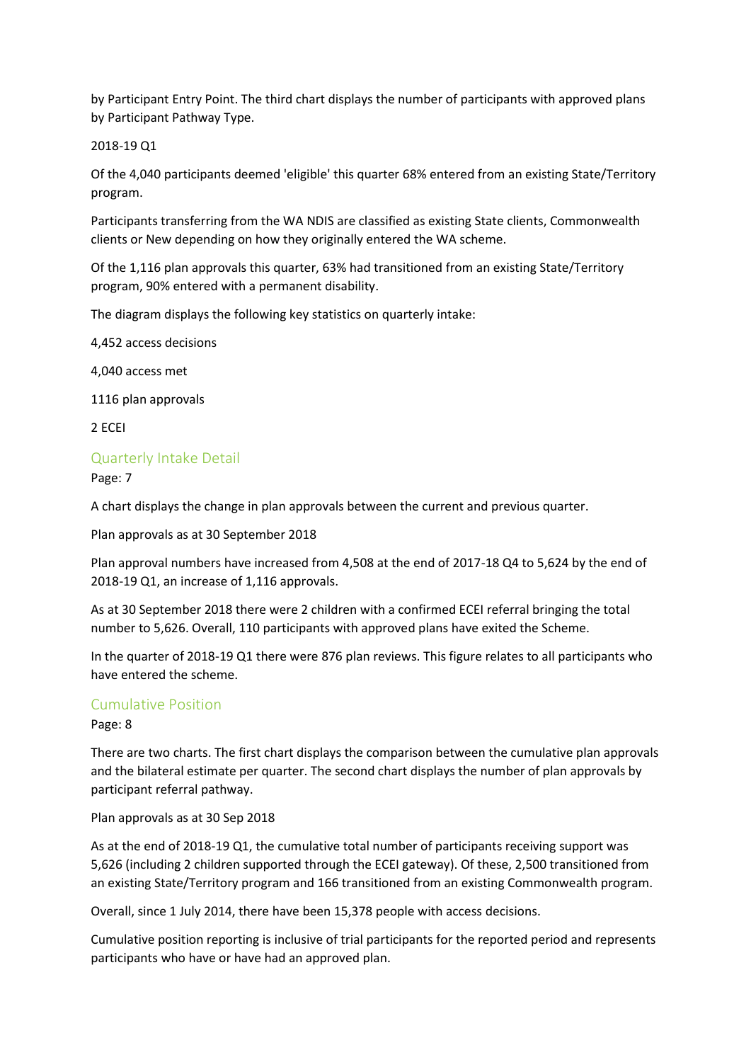by Participant Entry Point. The third chart displays the number of participants with approved plans by Participant Pathway Type.

2018-19 Q1

Of the 4,040 participants deemed 'eligible' this quarter 68% entered from an existing State/Territory program.

Participants transferring from the WA NDIS are classified as existing State clients, Commonwealth clients or New depending on how they originally entered the WA scheme.

Of the 1,116 plan approvals this quarter, 63% had transitioned from an existing State/Territory program, 90% entered with a permanent disability.

The diagram displays the following key statistics on quarterly intake:

4,452 access decisions

4,040 access met

1116 plan approvals

2 ECEI

## Quarterly Intake Detail

Page: 7

A chart displays the change in plan approvals between the current and previous quarter.

Plan approvals as at 30 September 2018

Plan approval numbers have increased from 4,508 at the end of 2017-18 Q4 to 5,624 by the end of 2018-19 Q1, an increase of 1,116 approvals.

As at 30 September 2018 there were 2 children with a confirmed ECEI referral bringing the total number to 5,626. Overall, 110 participants with approved plans have exited the Scheme.

In the quarter of 2018-19 Q1 there were 876 plan reviews. This figure relates to all participants who have entered the scheme.

## Cumulative Position

Page: 8

There are two charts. The first chart displays the comparison between the cumulative plan approvals and the bilateral estimate per quarter. The second chart displays the number of plan approvals by participant referral pathway.

Plan approvals as at 30 Sep 2018

As at the end of 2018-19 Q1, the cumulative total number of participants receiving support was 5,626 (including 2 children supported through the ECEI gateway). Of these, 2,500 transitioned from an existing State/Territory program and 166 transitioned from an existing Commonwealth program.

Overall, since 1 July 2014, there have been 15,378 people with access decisions.

Cumulative position reporting is inclusive of trial participants for the reported period and represents participants who have or have had an approved plan.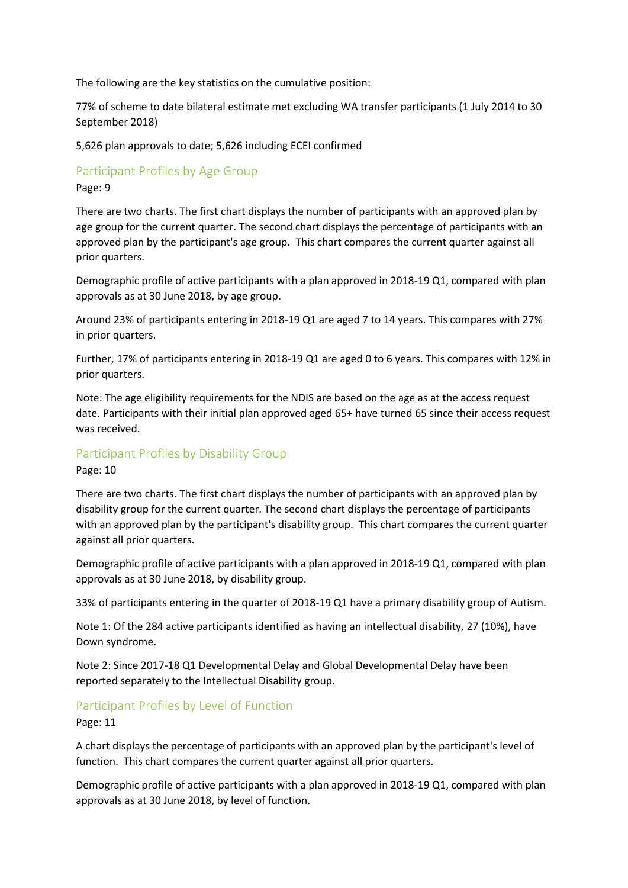The following are the key statistics on the cumulative position:

77% of scheme to date bilateral estimate met excluding WA transfer participants (1 July 2014 to 30 September 2018)

5,626 plan approvals to date; 5,626 including ECEI confirmed

## Participant Profiles by Age Group

Page: 9

There are two charts. The first chart displays the number of participants with an approved plan by age group for the current quarter. The second chart displays the percentage of participants with an approved plan by the participant's age group. This chart compares the current quarter against all prior quarters.

Demographic profile of active participants with a plan approved in 2018-19 Q1, compared with plan approvals as at 30 June 2018, by age group.

Around 23% of participants entering in 2018-19 Q1 are aged 7 to 14 years. This compares with 27% in prior quarters.

Further, 17% of participants entering in 2018-19 Q1 are aged 0 to 6 years. This compares with 12% in prior quarters.

Note: The age eligibility requirements for the NDIS are based on the age as at the access request date. Participants with their initial plan approved aged 65+ have turned 65 since their access request was received.

## Participant Profiles by Disability Group

Page: 10

There are two charts. The first chart displays the number of participants with an approved plan by disability group for the current quarter. The second chart displays the percentage of participants with an approved plan by the participant's disability group. This chart compares the current quarter against all prior quarters.

Demographic profile of active participants with a plan approved in 2018-19 Q1, compared with plan approvals as at 30 June 2018, by disability group.

33% of participants entering in the quarter of 2018-19 Q1 have a primary disability group of Autism.

Note 1: Of the 284 active participants identified as having an intellectual disability, 27 (10%), have Down syndrome.

Note 2: Since 2017-18 Q1 Developmental Delay and Global Developmental Delay have been reported separately to the Intellectual Disability group.

## Participant Profiles by Level of Function

Page: 11

A chart displays the percentage of participants with an approved plan by the participant's level of function. This chart compares the current quarter against all prior quarters.

Demographic profile of active participants with a plan approved in 2018-19 Q1, compared with plan approvals as at 30 June 2018, by level of function.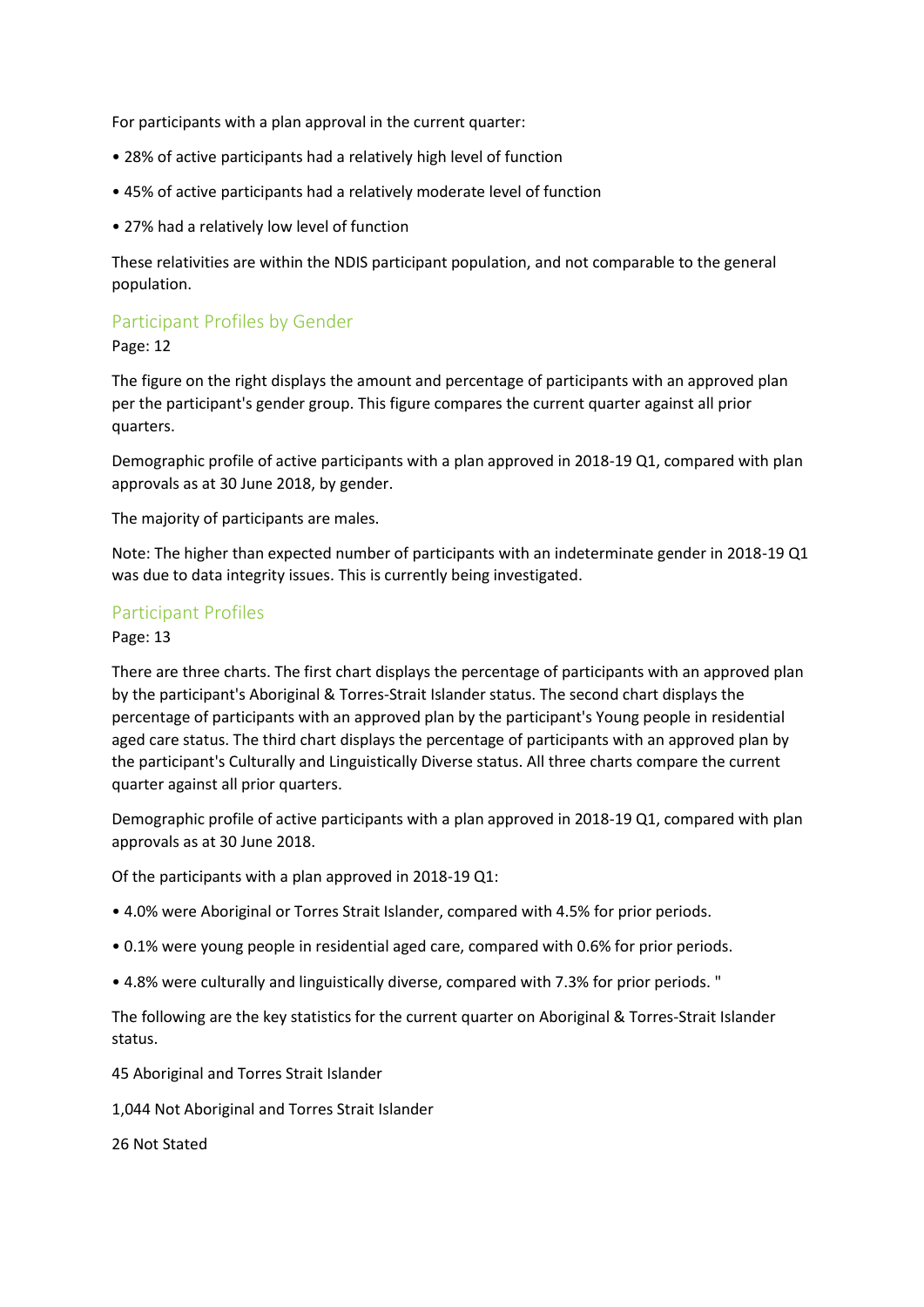For participants with a plan approval in the current quarter:

- 28% of active participants had a relatively high level of function
- 45% of active participants had a relatively moderate level of function
- 27% had a relatively low level of function

These relativities are within the NDIS participant population, and not comparable to the general population.

## Participant Profiles by Gender

Page: 12

The figure on the right displays the amount and percentage of participants with an approved plan per the participant's gender group. This figure compares the current quarter against all prior quarters.

Demographic profile of active participants with a plan approved in 2018-19 Q1, compared with plan approvals as at 30 June 2018, by gender.

The majority of participants are males.

Note: The higher than expected number of participants with an indeterminate gender in 2018-19 Q1 was due to data integrity issues. This is currently being investigated.

## Participant Profiles

Page: 13

There are three charts. The first chart displays the percentage of participants with an approved plan by the participant's Aboriginal & Torres-Strait Islander status. The second chart displays the percentage of participants with an approved plan by the participant's Young people in residential aged care status. The third chart displays the percentage of participants with an approved plan by the participant's Culturally and Linguistically Diverse status. All three charts compare the current quarter against all prior quarters.

Demographic profile of active participants with a plan approved in 2018-19 Q1, compared with plan approvals as at 30 June 2018.

Of the participants with a plan approved in 2018-19 Q1:

- 4.0% were Aboriginal or Torres Strait Islander, compared with 4.5% for prior periods.
- 0.1% were young people in residential aged care, compared with 0.6% for prior periods.
- 4.8% were culturally and linguistically diverse, compared with 7.3% for prior periods. "

The following are the key statistics for the current quarter on Aboriginal & Torres-Strait Islander status.

45 Aboriginal and Torres Strait Islander

1,044 Not Aboriginal and Torres Strait Islander

26 Not Stated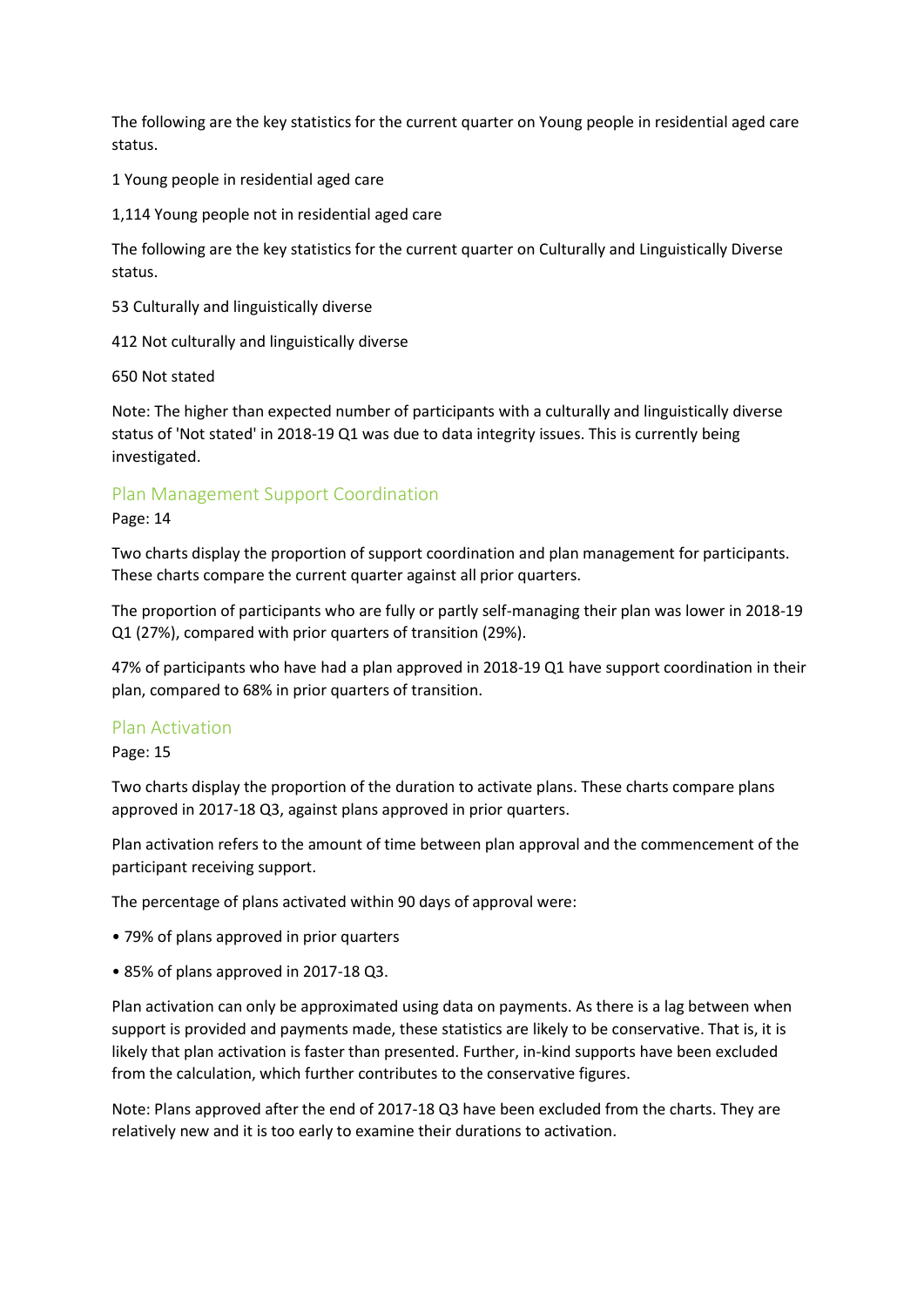The following are the key statistics for the current quarter on Young people in residential aged care status.

1 Young people in residential aged care

1,114 Young people not in residential aged care

The following are the key statistics for the current quarter on Culturally and Linguistically Diverse status.

53 Culturally and linguistically diverse

412 Not culturally and linguistically diverse

650 Not stated

Note: The higher than expected number of participants with a culturally and linguistically diverse status of 'Not stated' in 2018-19 Q1 was due to data integrity issues. This is currently being investigated.

## Plan Management Support Coordination

Page: 14

Two charts display the proportion of support coordination and plan management for participants. These charts compare the current quarter against all prior quarters.

The proportion of participants who are fully or partly self-managing their plan was lower in 2018-19 Q1 (27%), compared with prior quarters of transition (29%).

47% of participants who have had a plan approved in 2018-19 Q1 have support coordination in their plan, compared to 68% in prior quarters of transition.

## Plan Activation

Page: 15

Two charts display the proportion of the duration to activate plans. These charts compare plans approved in 2017-18 Q3, against plans approved in prior quarters.

Plan activation refers to the amount of time between plan approval and the commencement of the participant receiving support.

The percentage of plans activated within 90 days of approval were:

- 79% of plans approved in prior quarters
- 85% of plans approved in 2017-18 Q3.

Plan activation can only be approximated using data on payments. As there is a lag between when support is provided and payments made, these statistics are likely to be conservative. That is, it is likely that plan activation is faster than presented. Further, in-kind supports have been excluded from the calculation, which further contributes to the conservative figures.

Note: Plans approved after the end of 2017-18 Q3 have been excluded from the charts. They are relatively new and it is too early to examine their durations to activation.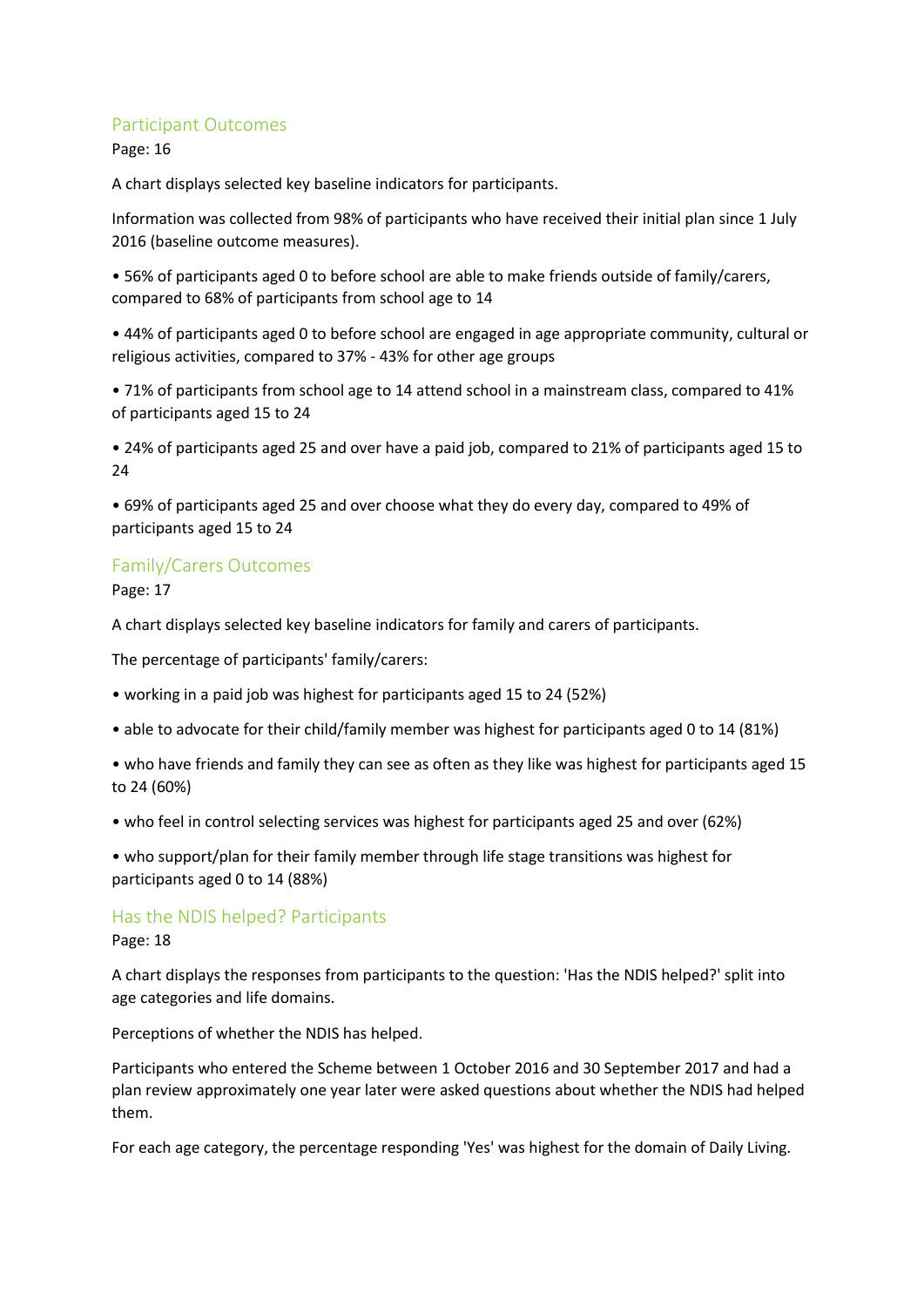## Participant Outcomes

Page: 16

A chart displays selected key baseline indicators for participants.

Information was collected from 98% of participants who have received their initial plan since 1 July 2016 (baseline outcome measures).

• 56% of participants aged 0 to before school are able to make friends outside of family/carers, compared to 68% of participants from school age to 14

• 44% of participants aged 0 to before school are engaged in age appropriate community, cultural or religious activities, compared to 37% - 43% for other age groups

• 71% of participants from school age to 14 attend school in a mainstream class, compared to 41% of participants aged 15 to 24

• 24% of participants aged 25 and over have a paid job, compared to 21% of participants aged 15 to 24

• 69% of participants aged 25 and over choose what they do every day, compared to 49% of participants aged 15 to 24

## Family/Carers Outcomes

Page: 17

A chart displays selected key baseline indicators for family and carers of participants.

The percentage of participants' family/carers:

• working in a paid job was highest for participants aged 15 to 24 (52%)

• able to advocate for their child/family member was highest for participants aged 0 to 14 (81%)

• who have friends and family they can see as often as they like was highest for participants aged 15 to 24 (60%)

• who feel in control selecting services was highest for participants aged 25 and over (62%)

• who support/plan for their family member through life stage transitions was highest for participants aged 0 to 14 (88%)

## Has the NDIS helped? Participants

Page: 18

A chart displays the responses from participants to the question: 'Has the NDIS helped?' split into age categories and life domains.

Perceptions of whether the NDIS has helped.

Participants who entered the Scheme between 1 October 2016 and 30 September 2017 and had a plan review approximately one year later were asked questions about whether the NDIS had helped them.

For each age category, the percentage responding 'Yes' was highest for the domain of Daily Living.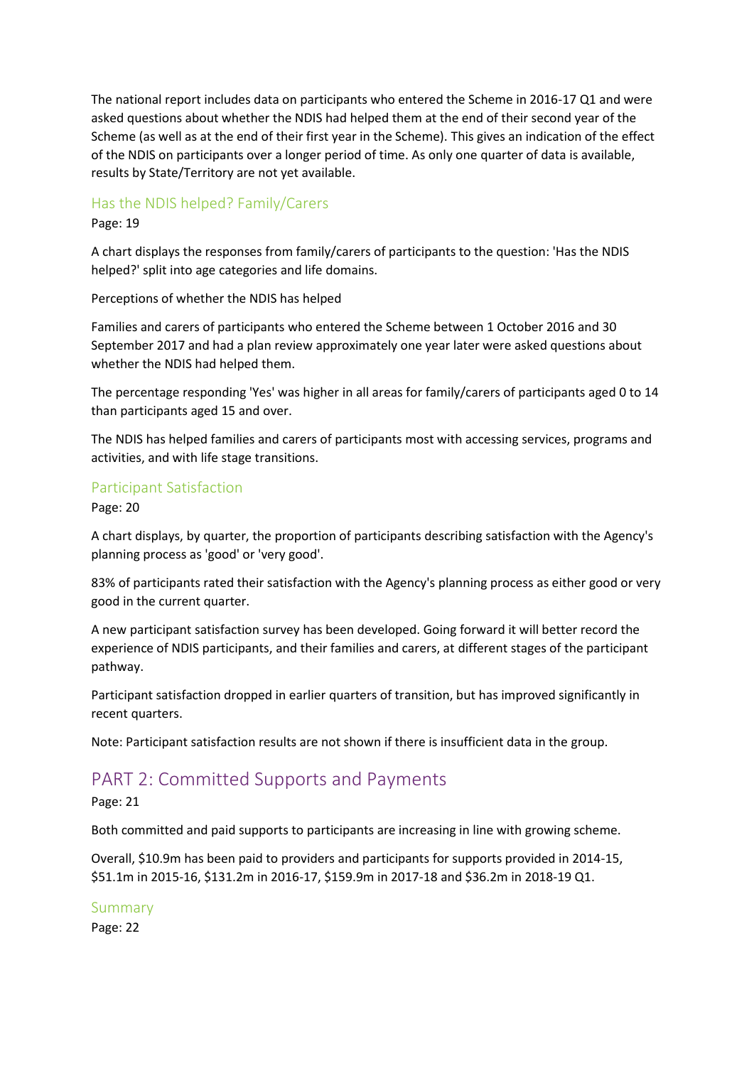The national report includes data on participants who entered the Scheme in 2016-17 Q1 and were asked questions about whether the NDIS had helped them at the end of their second year of the Scheme (as well as at the end of their first year in the Scheme). This gives an indication of the effect of the NDIS on participants over a longer period of time. As only one quarter of data is available, results by State/Territory are not yet available.

### Has the NDIS helped? Family/Carers

Page: 19

A chart displays the responses from family/carers of participants to the question: 'Has the NDIS helped?' split into age categories and life domains.

Perceptions of whether the NDIS has helped

Families and carers of participants who entered the Scheme between 1 October 2016 and 30 September 2017 and had a plan review approximately one year later were asked questions about whether the NDIS had helped them.

The percentage responding 'Yes' was higher in all areas for family/carers of participants aged 0 to 14 than participants aged 15 and over.

The NDIS has helped families and carers of participants most with accessing services, programs and activities, and with life stage transitions.

### Participant Satisfaction

Page: 20

A chart displays, by quarter, the proportion of participants describing satisfaction with the Agency's planning process as 'good' or 'very good'.

83% of participants rated their satisfaction with the Agency's planning process as either good or very good in the current quarter.

A new participant satisfaction survey has been developed. Going forward it will better record the experience of NDIS participants, and their families and carers, at different stages of the participant pathway.

Participant satisfaction dropped in earlier quarters of transition, but has improved significantly in recent quarters.

Note: Participant satisfaction results are not shown if there is insufficient data in the group.

## PART 2: Committed Supports and Payments

Page: 21

Both committed and paid supports to participants are increasing in line with growing scheme.

Overall, $10.9m has been paid to providers and participants for supports provided in 2014-15, $51.1m in 2015-16, $131.2m in 2016-17, $159.9m in 2017-18 and $36.2m in 2018-19 Q1.

### Summary

Page: 22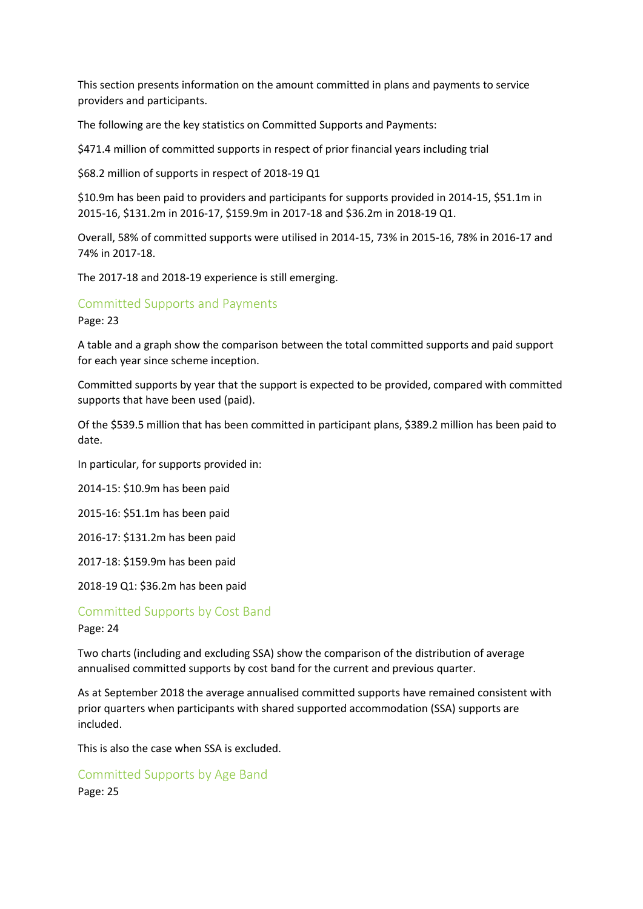This section presents information on the amount committed in plans and payments to service providers and participants.

The following are the key statistics on Committed Supports and Payments:

$471.4 million of committed supports in respect of prior financial years including trial

$68.2 million of supports in respect of 2018-19 Q1

$10.9m has been paid to providers and participants for supports provided in 2014-15, $51.1m in 2015-16, $131.2m in 2016-17, $159.9m in 2017-18 and $36.2m in 2018-19 Q1.

Overall, 58% of committed supports were utilised in 2014-15, 73% in 2015-16, 78% in 2016-17 and 74% in 2017-18.

The 2017-18 and 2018-19 experience is still emerging.

## Committed Supports and Payments

Page: 23

A table and a graph show the comparison between the total committed supports and paid support for each year since scheme inception.

Committed supports by year that the support is expected to be provided, compared with committed supports that have been used (paid).

Of the $539.5 million that has been committed in participant plans, $389.2 million has been paid to date.

In particular, for supports provided in:

2014-15: $10.9m has been paid

2015-16: $51.1m has been paid

2016-17: $131.2m has been paid

2017-18: $159.9m has been paid

2018-19 Q1: $36.2m has been paid

## Committed Supports by Cost Band

Page: 24

Two charts (including and excluding SSA) show the comparison of the distribution of average annualised committed supports by cost band for the current and previous quarter.

As at September 2018 the average annualised committed supports have remained consistent with prior quarters when participants with shared supported accommodation (SSA) supports are included.

This is also the case when SSA is excluded.

## Committed Supports by Age Band

Page: 25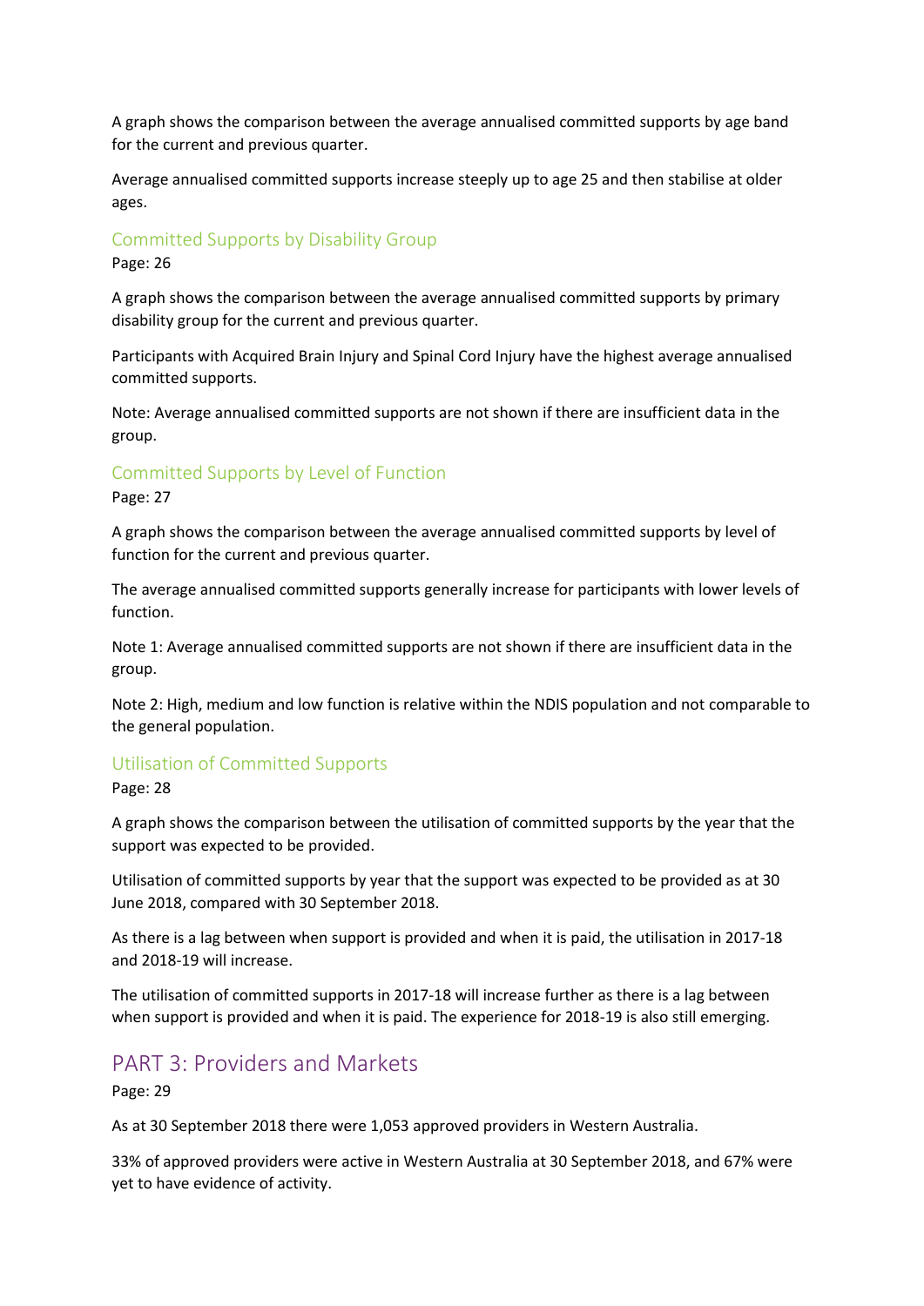A graph shows the comparison between the average annualised committed supports by age band for the current and previous quarter.

Average annualised committed supports increase steeply up to age 25 and then stabilise at older ages.

### Committed Supports by Disability Group

Page: 26

A graph shows the comparison between the average annualised committed supports by primary disability group for the current and previous quarter.

Participants with Acquired Brain Injury and Spinal Cord Injury have the highest average annualised committed supports.

Note: Average annualised committed supports are not shown if there are insufficient data in the group.

### Committed Supports by Level of Function

Page: 27

A graph shows the comparison between the average annualised committed supports by level of function for the current and previous quarter.

The average annualised committed supports generally increase for participants with lower levels of function.

Note 1: Average annualised committed supports are not shown if there are insufficient data in the group.

Note 2: High, medium and low function is relative within the NDIS population and not comparable to the general population.

### Utilisation of Committed Supports

Page: 28

A graph shows the comparison between the utilisation of committed supports by the year that the support was expected to be provided.

Utilisation of committed supports by year that the support was expected to be provided as at 30 June 2018, compared with 30 September 2018.

As there is a lag between when support is provided and when it is paid, the utilisation in 2017-18 and 2018-19 will increase.

The utilisation of committed supports in 2017-18 will increase further as there is a lag between when support is provided and when it is paid. The experience for 2018-19 is also still emerging.

## PART 3: Providers and Markets

Page: 29

As at 30 September 2018 there were 1,053 approved providers in Western Australia.

33% of approved providers were active in Western Australia at 30 September 2018, and 67% were yet to have evidence of activity.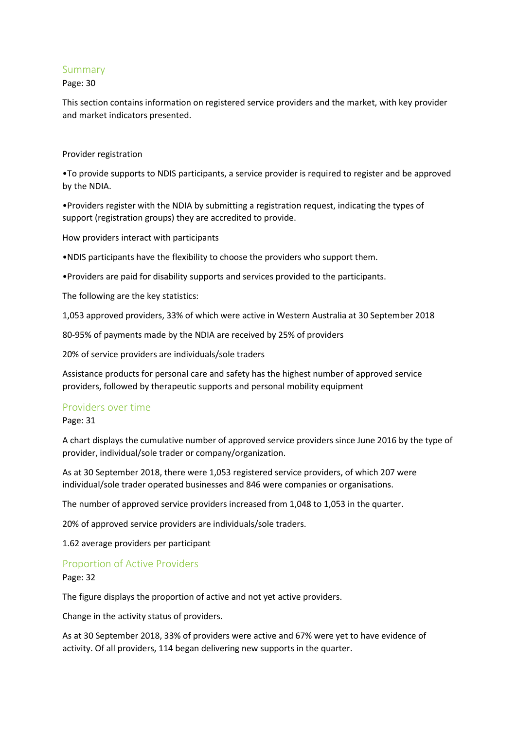## Summary

Page: 30

This section contains information on registered service providers and the market, with key provider and market indicators presented.

Provider registration

•To provide supports to NDIS participants, a service provider is required to register and be approved by the NDIA.

•Providers register with the NDIA by submitting a registration request, indicating the types of support (registration groups) they are accredited to provide.

How providers interact with participants

•NDIS participants have the flexibility to choose the providers who support them.

•Providers are paid for disability supports and services provided to the participants.

The following are the key statistics:

1,053 approved providers, 33% of which were active in Western Australia at 30 September 2018

80-95% of payments made by the NDIA are received by 25% of providers

20% of service providers are individuals/sole traders

Assistance products for personal care and safety has the highest number of approved service providers, followed by therapeutic supports and personal mobility equipment

## Providers over time

Page: 31

A chart displays the cumulative number of approved service providers since June 2016 by the type of provider, individual/sole trader or company/organization.

As at 30 September 2018, there were 1,053 registered service providers, of which 207 were individual/sole trader operated businesses and 846 were companies or organisations.

The number of approved service providers increased from 1,048 to 1,053 in the quarter.

20% of approved service providers are individuals/sole traders.

1.62 average providers per participant

## Proportion of Active Providers

Page: 32

The figure displays the proportion of active and not yet active providers.

Change in the activity status of providers.

As at 30 September 2018, 33% of providers were active and 67% were yet to have evidence of activity. Of all providers, 114 began delivering new supports in the quarter.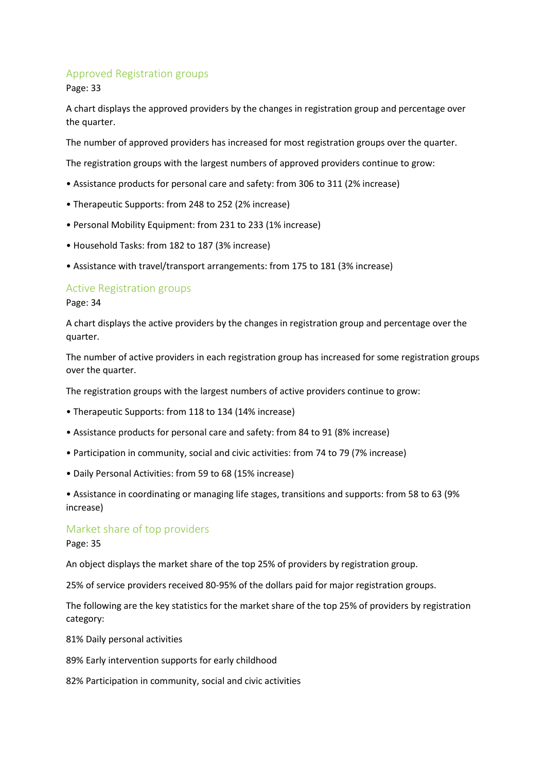## Approved Registration groups

Page: 33

A chart displays the approved providers by the changes in registration group and percentage over the quarter.

The number of approved providers has increased for most registration groups over the quarter.

The registration groups with the largest numbers of approved providers continue to grow:

- Assistance products for personal care and safety: from 306 to 311 (2% increase)
- Therapeutic Supports: from 248 to 252 (2% increase)
- Personal Mobility Equipment: from 231 to 233 (1% increase)
- Household Tasks: from 182 to 187 (3% increase)
- Assistance with travel/transport arrangements: from 175 to 181 (3% increase)

## Active Registration groups

Page: 34

A chart displays the active providers by the changes in registration group and percentage over the quarter.

The number of active providers in each registration group has increased for some registration groups over the quarter.

The registration groups with the largest numbers of active providers continue to grow:

- Therapeutic Supports: from 118 to 134 (14% increase)
- Assistance products for personal care and safety: from 84 to 91 (8% increase)
- Participation in community, social and civic activities: from 74 to 79 (7% increase)
- Daily Personal Activities: from 59 to 68 (15% increase)
- Assistance in coordinating or managing life stages, transitions and supports: from 58 to 63 (9% increase)

## Market share of top providers

Page: 35

An object displays the market share of the top 25% of providers by registration group.

25% of service providers received 80-95% of the dollars paid for major registration groups.

The following are the key statistics for the market share of the top 25% of providers by registration category:

81% Daily personal activities

89% Early intervention supports for early childhood

82% Participation in community, social and civic activities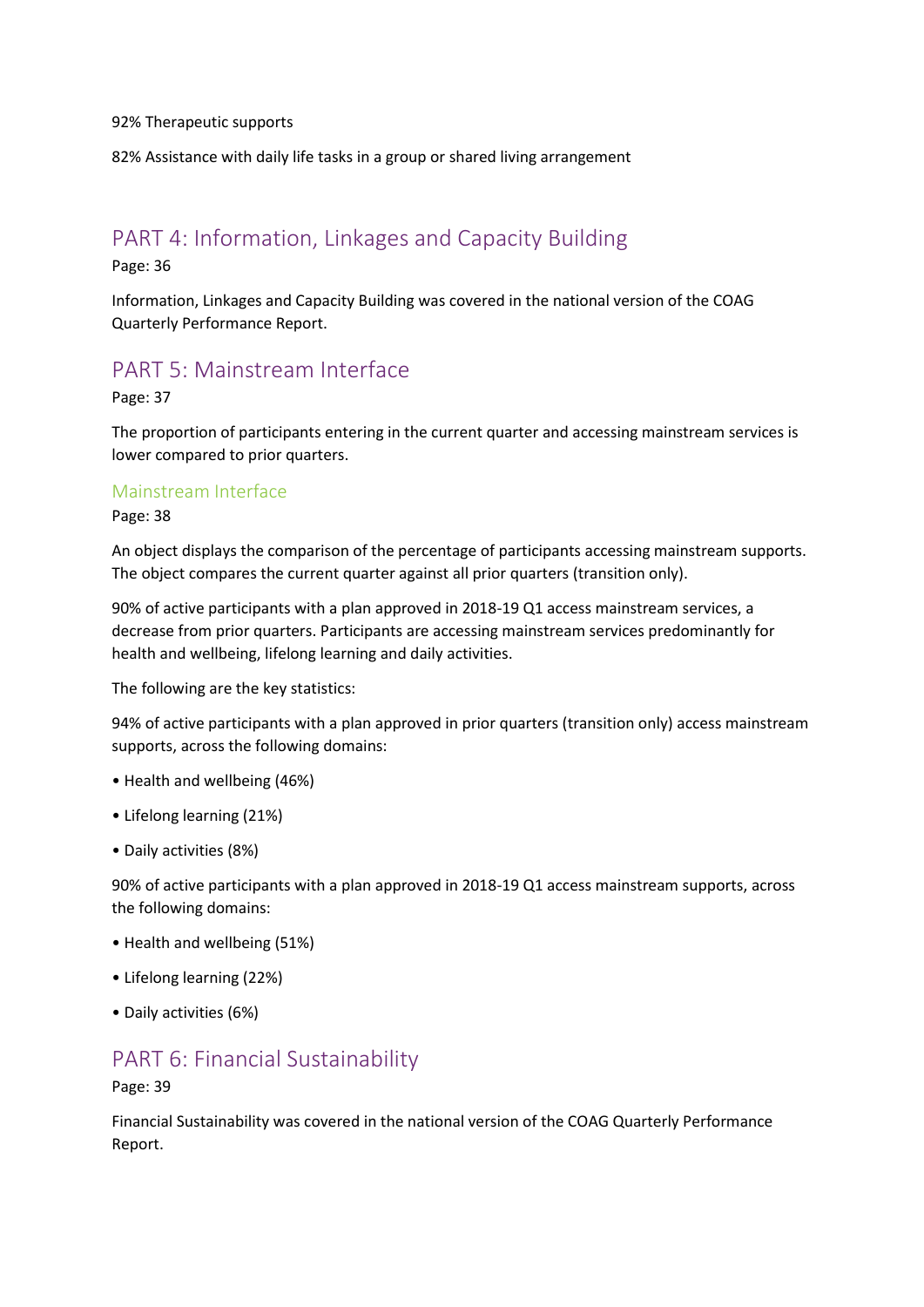92% Therapeutic supports

82% Assistance with daily life tasks in a group or shared living arrangement

# PART 4: Information, Linkages and Capacity Building

Page: 36

Information, Linkages and Capacity Building was covered in the national version of the COAG Quarterly Performance Report.

# PART 5: Mainstream Interface

Page: 37

The proportion of participants entering in the current quarter and accessing mainstream services is lower compared to prior quarters.

## Mainstream Interface

Page: 38

An object displays the comparison of the percentage of participants accessing mainstream supports. The object compares the current quarter against all prior quarters (transition only).

90% of active participants with a plan approved in 2018-19 Q1 access mainstream services, a decrease from prior quarters. Participants are accessing mainstream services predominantly for health and wellbeing, lifelong learning and daily activities.

The following are the key statistics:

94% of active participants with a plan approved in prior quarters (transition only) access mainstream supports, across the following domains:

- Health and wellbeing (46%)
- Lifelong learning (21%)
- Daily activities (8%)

90% of active participants with a plan approved in 2018-19 Q1 access mainstream supports, across the following domains:

- Health and wellbeing (51%)
- Lifelong learning (22%)
- Daily activities (6%)

# PART 6: Financial Sustainability

Page: 39

Financial Sustainability was covered in the national version of the COAG Quarterly Performance Report.